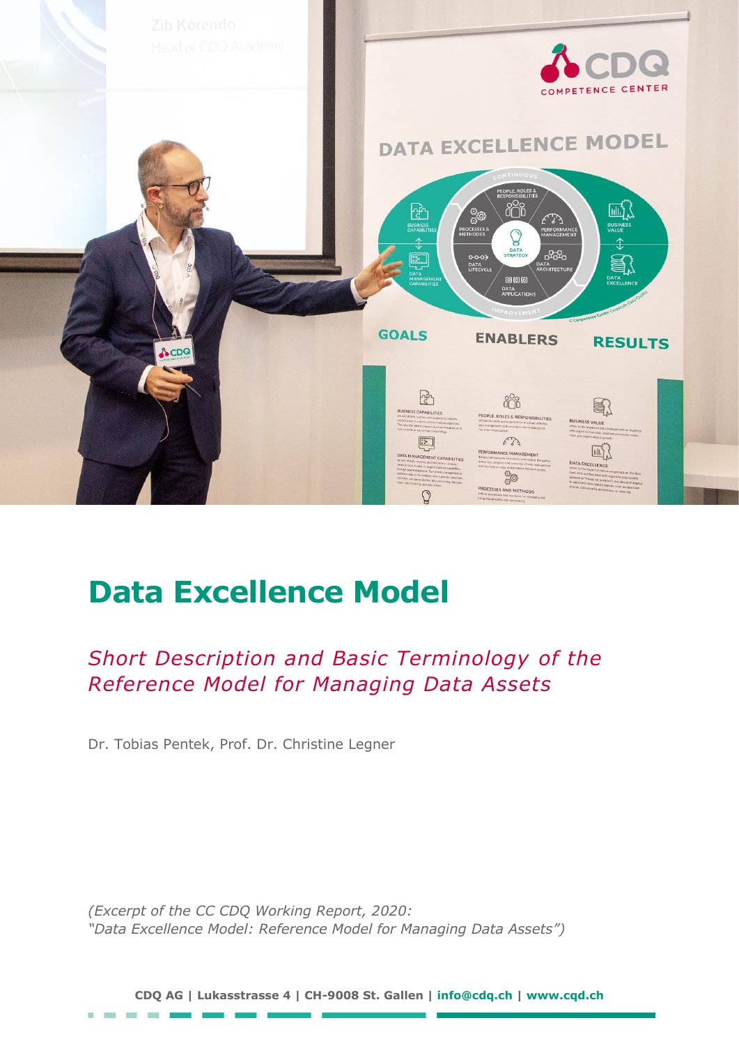# Data Excellence Model

*Short Description and Basic Terminology of the Reference Model for Managing Data Assets*

Dr. Tobias Pentek, Prof. Dr. Christine Legner

*(Excerpt of the CC CDQ Working Report, 2020: "Data Excellence Model: Reference Model for Managing Data Assets")*

**CDQ AG | Lukasstrasse 4 | CH-9008 St. Gallen | info@cdq.ch | www.cqd.ch**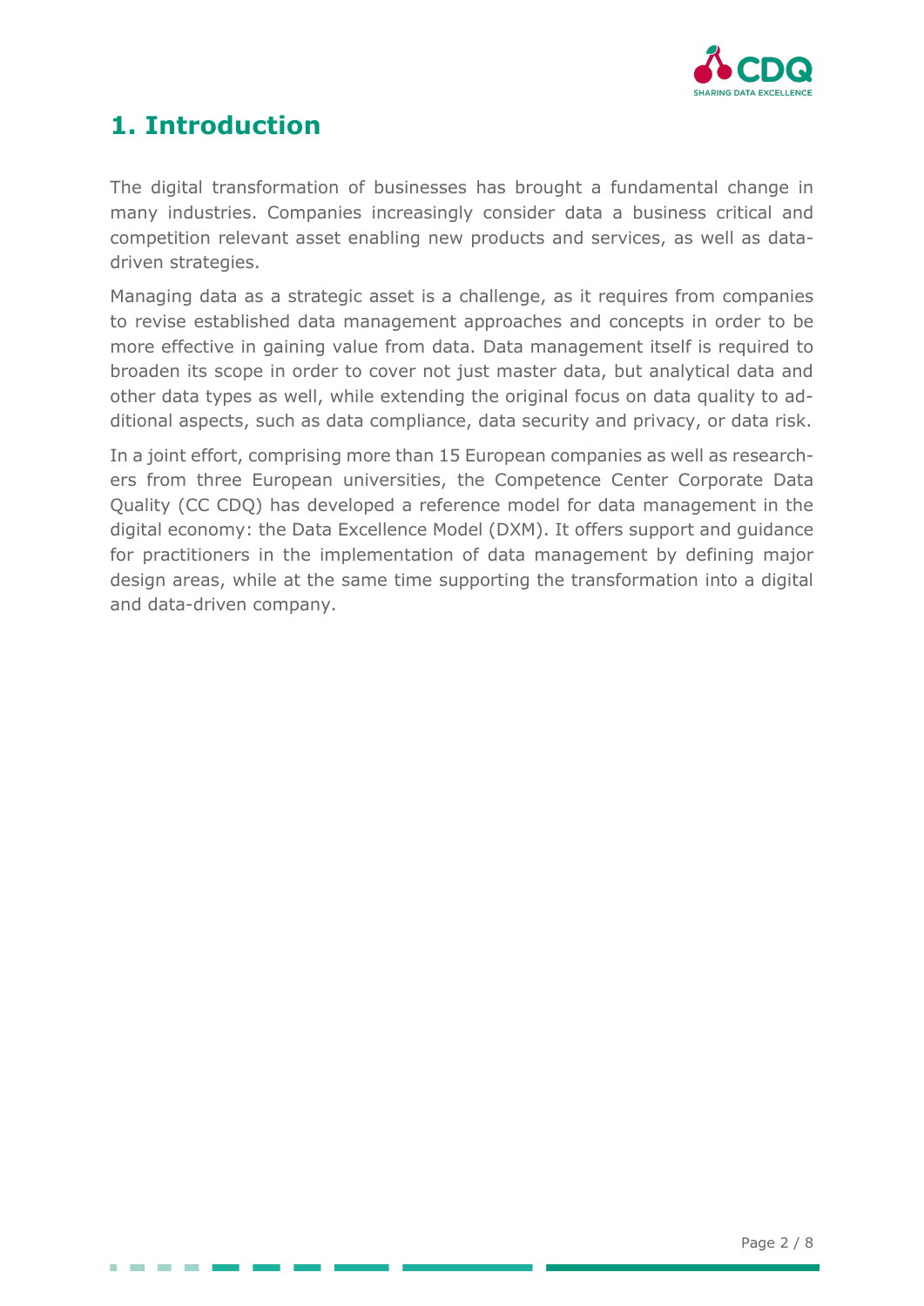# 1. Introduction

The digital transformation of businesses has brought a fundamental change in many industries. Companies increasingly consider data a business critical and competition relevant asset enabling new products and services, as well as data-driven strategies.

Managing data as a strategic asset is a challenge, as it requires from companies to revise established data management approaches and concepts in order to be more effective in gaining value from data. Data management itself is required to broaden its scope in order to cover not just master data, but analytical data and other data types as well, while extending the original focus on data quality to additional aspects, such as data compliance, data security and privacy, or data risk.

In a joint effort, comprising more than 15 European companies as well as researchers from three European universities, the Competence Center Corporate Data Quality (CC CDQ) has developed a reference model for data management in the digital economy: the Data Excellence Model (DXM). It offers support and guidance for practitioners in the implementation of data management by defining major design areas, while at the same time supporting the transformation into a digital and data-driven company.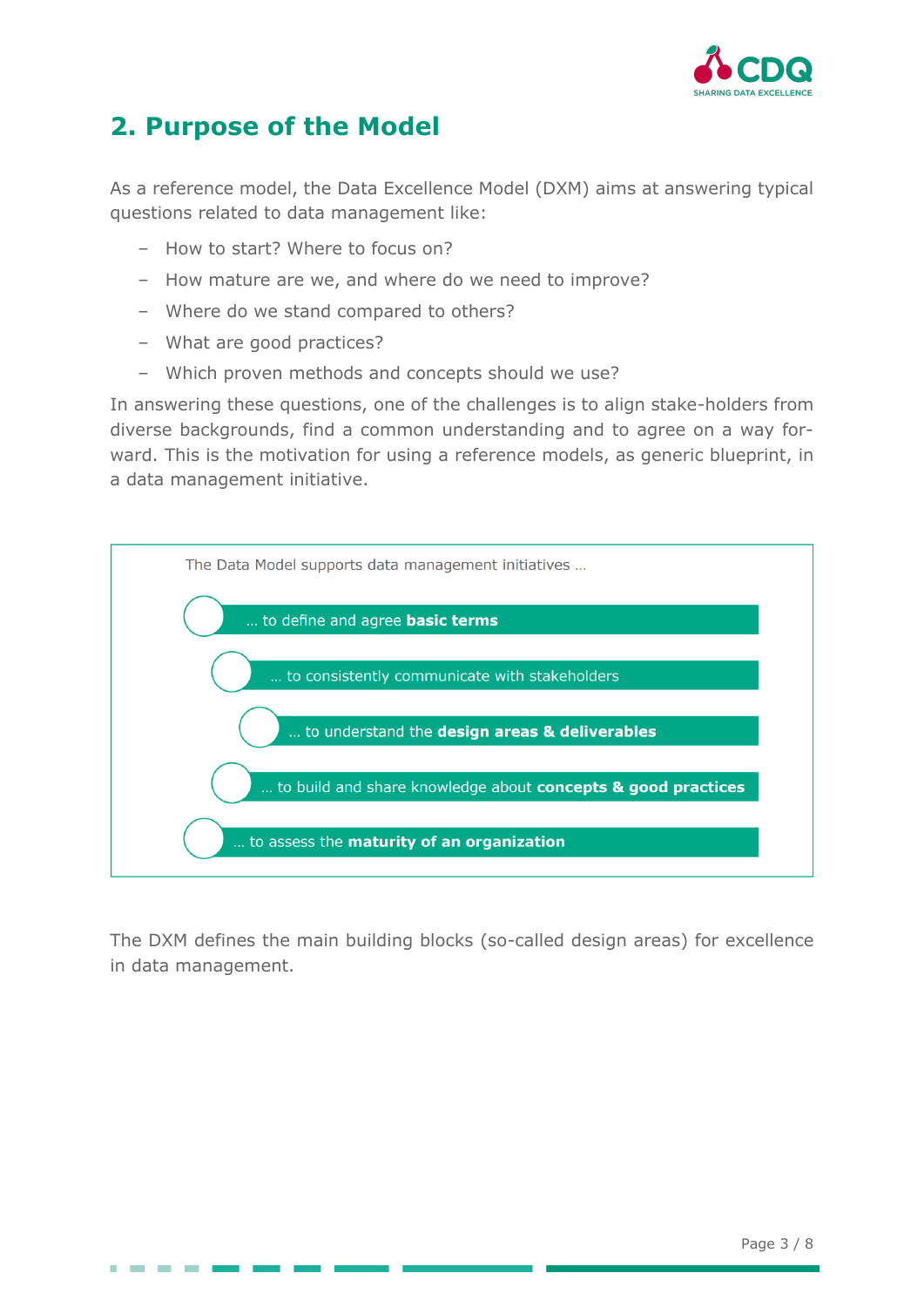## 2. Purpose of the Model

As a reference model, the Data Excellence Model (DXM) aims at answering typical questions related to data management like:

- How to start? Where to focus on?
- How mature are we, and where do we need to improve?
- Where do we stand compared to others?
- What are good practices?
- Which proven methods and concepts should we use?

In answering these questions, one of the challenges is to align stake-holders from diverse backgrounds, find a common understanding and to agree on a way forward. This is the motivation for using a reference models, as generic blueprint, in a data management initiative.

The Data Model supports data management initiatives …

- … to define and agree **basic terms**
- … to consistently communicate with stakeholders
- … to understand the **design areas & deliverables**
- … to build and share knowledge about **concepts & good practices**
- … to assess the **maturity of an organization**

The DXM defines the main building blocks (so-called design areas) for excellence in data management.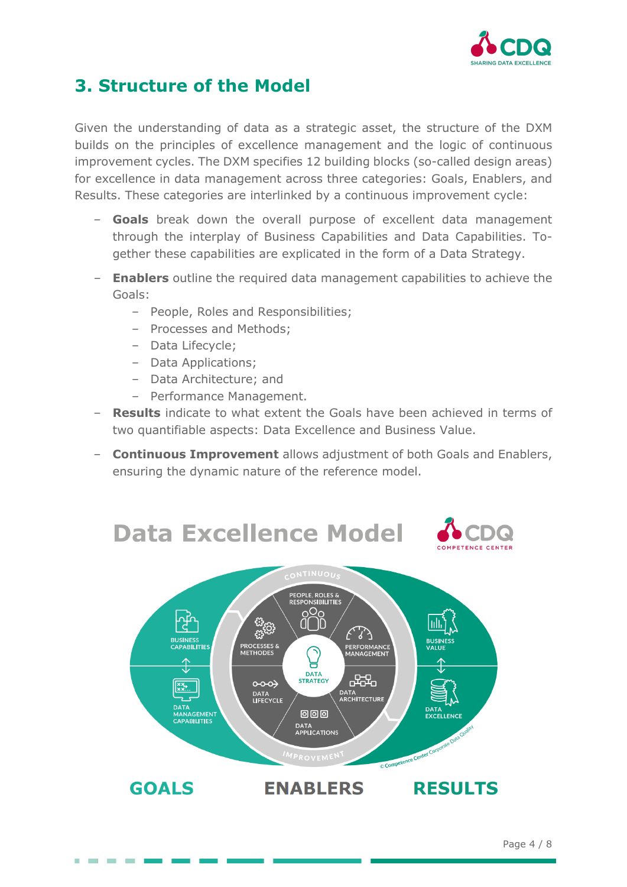## 3. Structure of the Model

Given the understanding of data as a strategic asset, the structure of the DXM builds on the principles of excellence management and the logic of continuous improvement cycles. The DXM specifies 12 building blocks (so-called design areas) for excellence in data management across three categories: Goals, Enablers, and Results. These categories are interlinked by a continuous improvement cycle:

- **Goals** break down the overall purpose of excellent data management through the interplay of Business Capabilities and Data Capabilities. Together these capabilities are explicated in the form of a Data Strategy.
- **Enablers** outline the required data management capabilities to achieve the Goals:
  - People, Roles and Responsibilities;
  - Processes and Methods;
  - Data Lifecycle;
  - Data Applications;
  - Data Architecture; and
  - Performance Management.
- **Results** indicate to what extent the Goals have been achieved in terms of two quantifiable aspects: Data Excellence and Business Value.
- **Continuous Improvement** allows adjustment of both Goals and Enablers, ensuring the dynamic nature of the reference model.

Data Excellence Model

CDQ COMPETENCE CENTER

CONTINUOUS IMPROVEMENT

BUSINESS CAPABILITIES

DATA MANAGEMENT CAPABILITIES

PEOPLE, ROLES & RESPONSIBILITIES

PROCESSES & METHODS

PERFORMANCE MANAGEMENT

DATA STRATEGY

DATA LIFECYCLE

DATA ARCHITECTURE

DATA APPLICATIONS

BUSINESS VALUE

DATA EXCELLENCE

© Competence Center Corporate Data Quality

GOALS ENABLERS RESULTS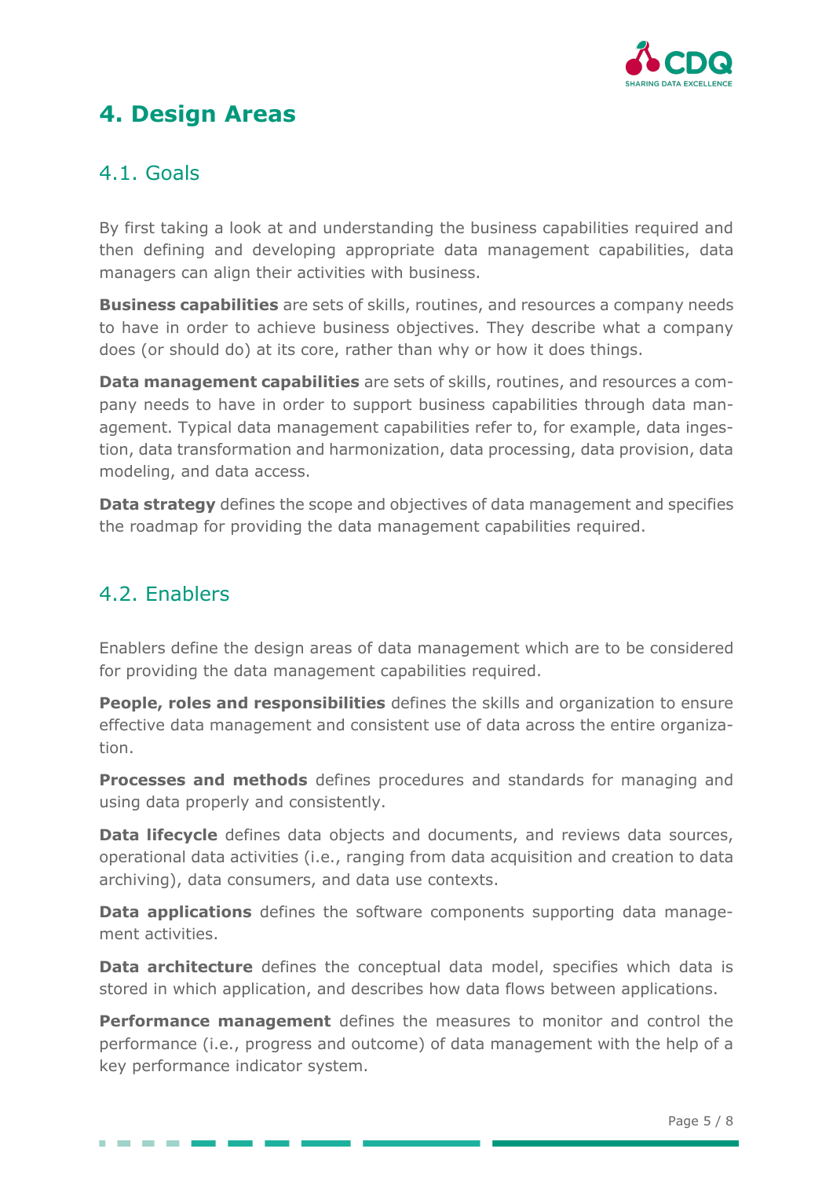# 4. Design Areas

## 4.1. Goals

By first taking a look at and understanding the business capabilities required and then defining and developing appropriate data management capabilities, data managers can align their activities with business.

**Business capabilities** are sets of skills, routines, and resources a company needs to have in order to achieve business objectives. They describe what a company does (or should do) at its core, rather than why or how it does things.

**Data management capabilities** are sets of skills, routines, and resources a company needs to have in order to support business capabilities through data management. Typical data management capabilities refer to, for example, data ingestion, data transformation and harmonization, data processing, data provision, data modeling, and data access.

**Data strategy** defines the scope and objectives of data management and specifies the roadmap for providing the data management capabilities required.

## 4.2. Enablers

Enablers define the design areas of data management which are to be considered for providing the data management capabilities required.

**People, roles and responsibilities** defines the skills and organization to ensure effective data management and consistent use of data across the entire organization.

**Processes and methods** defines procedures and standards for managing and using data properly and consistently.

**Data lifecycle** defines data objects and documents, and reviews data sources, operational data activities (i.e., ranging from data acquisition and creation to data archiving), data consumers, and data use contexts.

**Data applications** defines the software components supporting data management activities.

**Data architecture** defines the conceptual data model, specifies which data is stored in which application, and describes how data flows between applications.

**Performance management** defines the measures to monitor and control the performance (i.e., progress and outcome) of data management with the help of a key performance indicator system.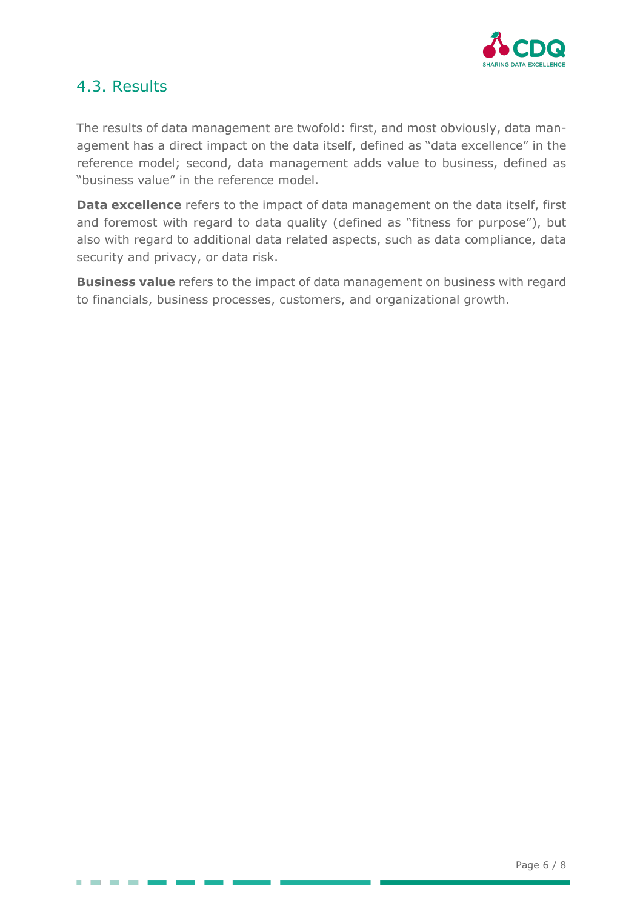## 4.3. Results

The results of data management are twofold: first, and most obviously, data management has a direct impact on the data itself, defined as "data excellence" in the reference model; second, data management adds value to business, defined as "business value" in the reference model.

**Data excellence** refers to the impact of data management on the data itself, first and foremost with regard to data quality (defined as "fitness for purpose"), but also with regard to additional data related aspects, such as data compliance, data security and privacy, or data risk.

**Business value** refers to the impact of data management on business with regard to financials, business processes, customers, and organizational growth.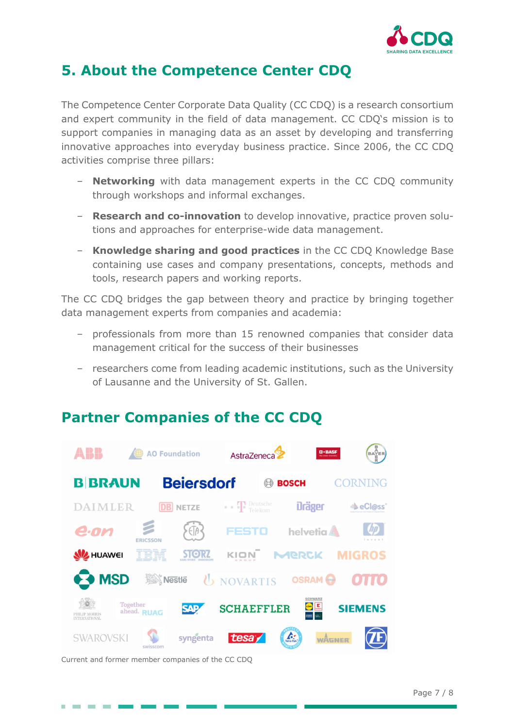## 5. About the Competence Center CDQ

The Competence Center Corporate Data Quality (CC CDQ) is a research consortium and expert community in the field of data management. CC CDQ's mission is to support companies in managing data as an asset by developing and transferring innovative approaches into everyday business practice. Since 2006, the CC CDQ activities comprise three pillars:

- **Networking** with data management experts in the CC CDQ community through workshops and informal exchanges.
- **Research and co-innovation** to develop innovative, practice proven solutions and approaches for enterprise-wide data management.
- **Knowledge sharing and good practices** in the CC CDQ Knowledge Base containing use cases and company presentations, concepts, methods and tools, research papers and working reports.

The CC CDQ bridges the gap between theory and practice by bringing together data management experts from companies and academia:

- professionals from more than 15 renowned companies that consider data management critical for the success of their businesses
- researchers come from leading academic institutions, such as the University of Lausanne and the University of St. Gallen.

## Partner Companies of the CC CDQ

ABB, AO Foundation, AstraZeneca, BASF, Bayer, B|Braun, Beiersdorf, Bosch, Corning, Daimler, DB Netze, Deutsche Telekom, Dräger, eCl@ss, e.on, Ericsson, ETA, Festo, helvetia, hp Invent, Huawei, IBM, Storz, KION Group, Merck, Migros, MSD, Nestlé, Novartis, Osram, Otto, Philip Morris International, RUAG, SAP, Schaeffler, Schwarz, Siemens, Swarovski, Swisscom, syngenta, tesa, Tetra Pak, Wagner, ZF

Current and former member companies of the CC CDQ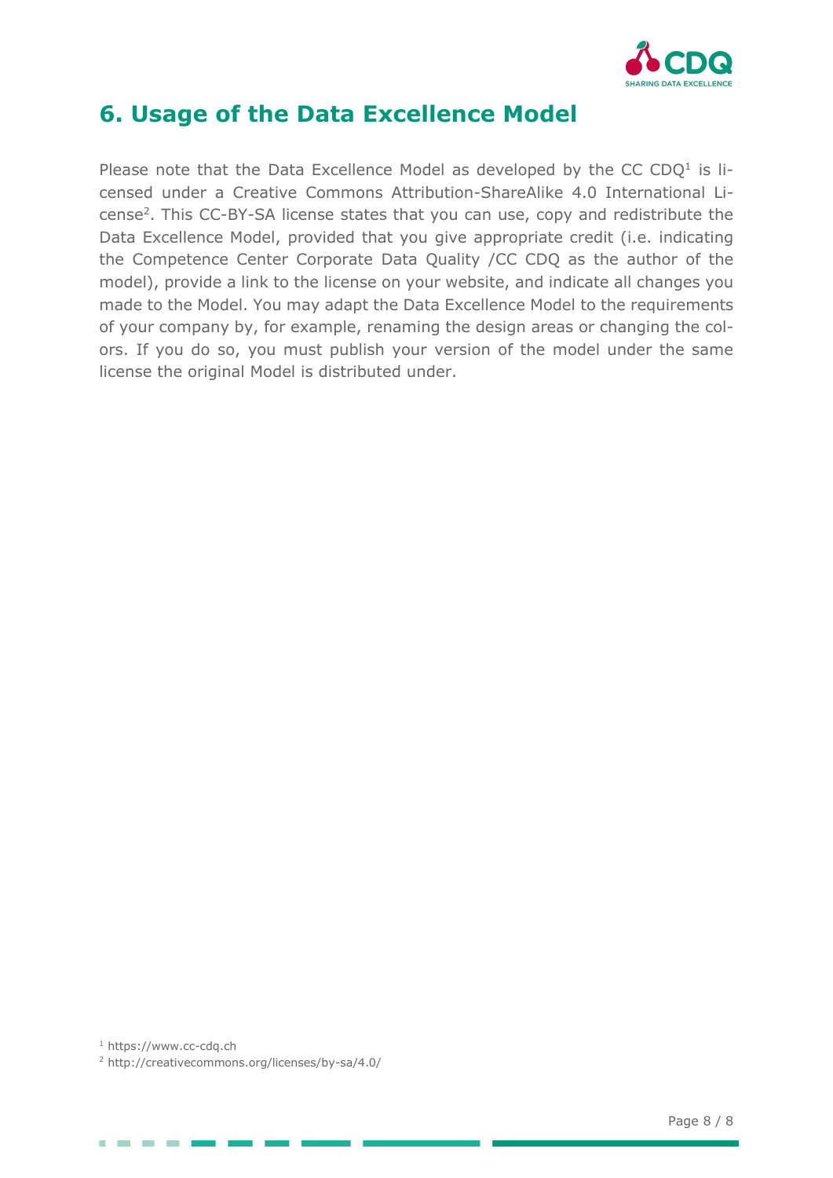## 6. Usage of the Data Excellence Model

Please note that the Data Excellence Model as developed by the CC CDQ[1] is licensed under a Creative Commons Attribution-ShareAlike 4.0 International License[2]. This CC-BY-SA license states that you can use, copy and redistribute the Data Excellence Model, provided that you give appropriate credit (i.e. indicating the Competence Center Corporate Data Quality /CC CDQ as the author of the model), provide a link to the license on your website, and indicate all changes you made to the Model. You may adapt the Data Excellence Model to the requirements of your company by, for example, renaming the design areas or changing the colors. If you do so, you must publish your version of the model under the same license the original Model is distributed under.

[1] https://www.cc-cdq.ch

[2] http://creativecommons.org/licenses/by-sa/4.0/